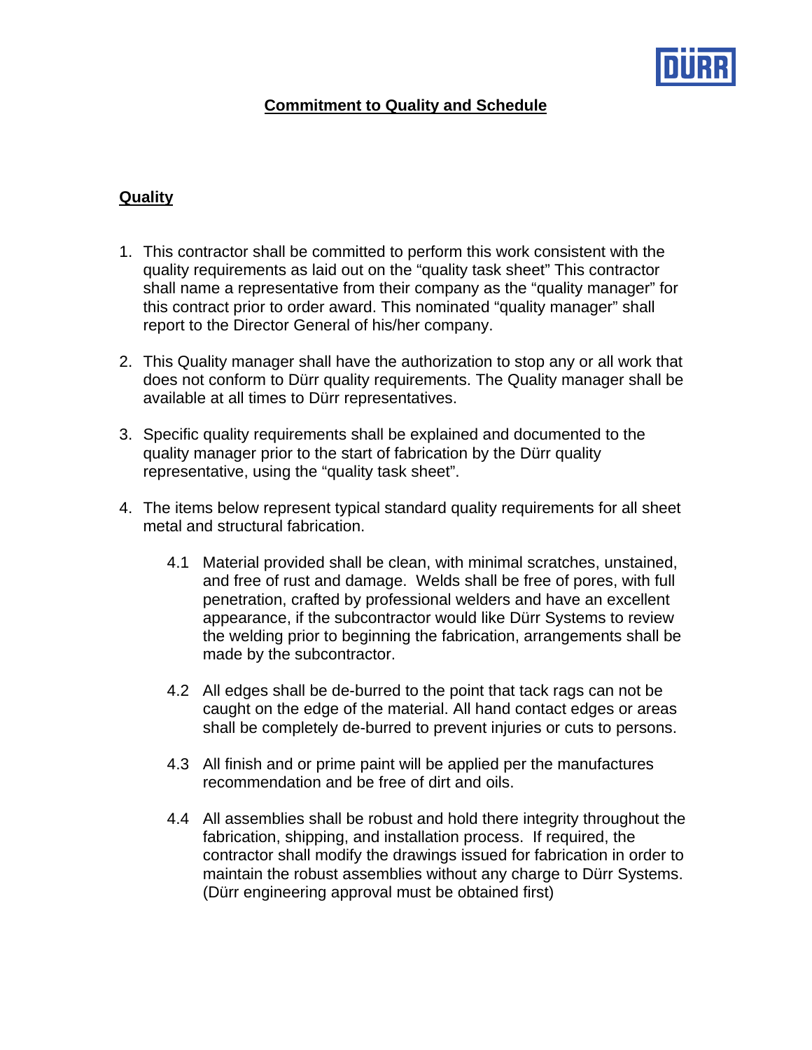## Commitment to Quality and Schedule

### Quality

1. This contractor shall be committed to perform this work consistent with the quality requirements as laid out on the "quality task sheet" This contractor shall name a representative from their company as the "quality manager" for this contract prior to order award. This nominated "quality manager" shall report to the Director General of his/her company.

2. This Quality manager shall have the authorization to stop any or all work that does not conform to Dürr quality requirements. The Quality manager shall be available at all times to Dürr representatives.

3. Specific quality requirements shall be explained and documented to the quality manager prior to the start of fabrication by the Dürr quality representative, using the "quality task sheet".

4. The items below represent typical standard quality requirements for all sheet metal and structural fabrication.

   4.1 Material provided shall be clean, with minimal scratches, unstained, and free of rust and damage. Welds shall be free of pores, with full penetration, crafted by professional welders and have an excellent appearance, if the subcontractor would like Dürr Systems to review the welding prior to beginning the fabrication, arrangements shall be made by the subcontractor.

   4.2 All edges shall be de-burred to the point that tack rags can not be caught on the edge of the material. All hand contact edges or areas shall be completely de-burred to prevent injuries or cuts to persons.

   4.3 All finish and or prime paint will be applied per the manufactures recommendation and be free of dirt and oils.

   4.4 All assemblies shall be robust and hold there integrity throughout the fabrication, shipping, and installation process. If required, the contractor shall modify the drawings issued for fabrication in order to maintain the robust assemblies without any charge to Dürr Systems. (Dürr engineering approval must be obtained first)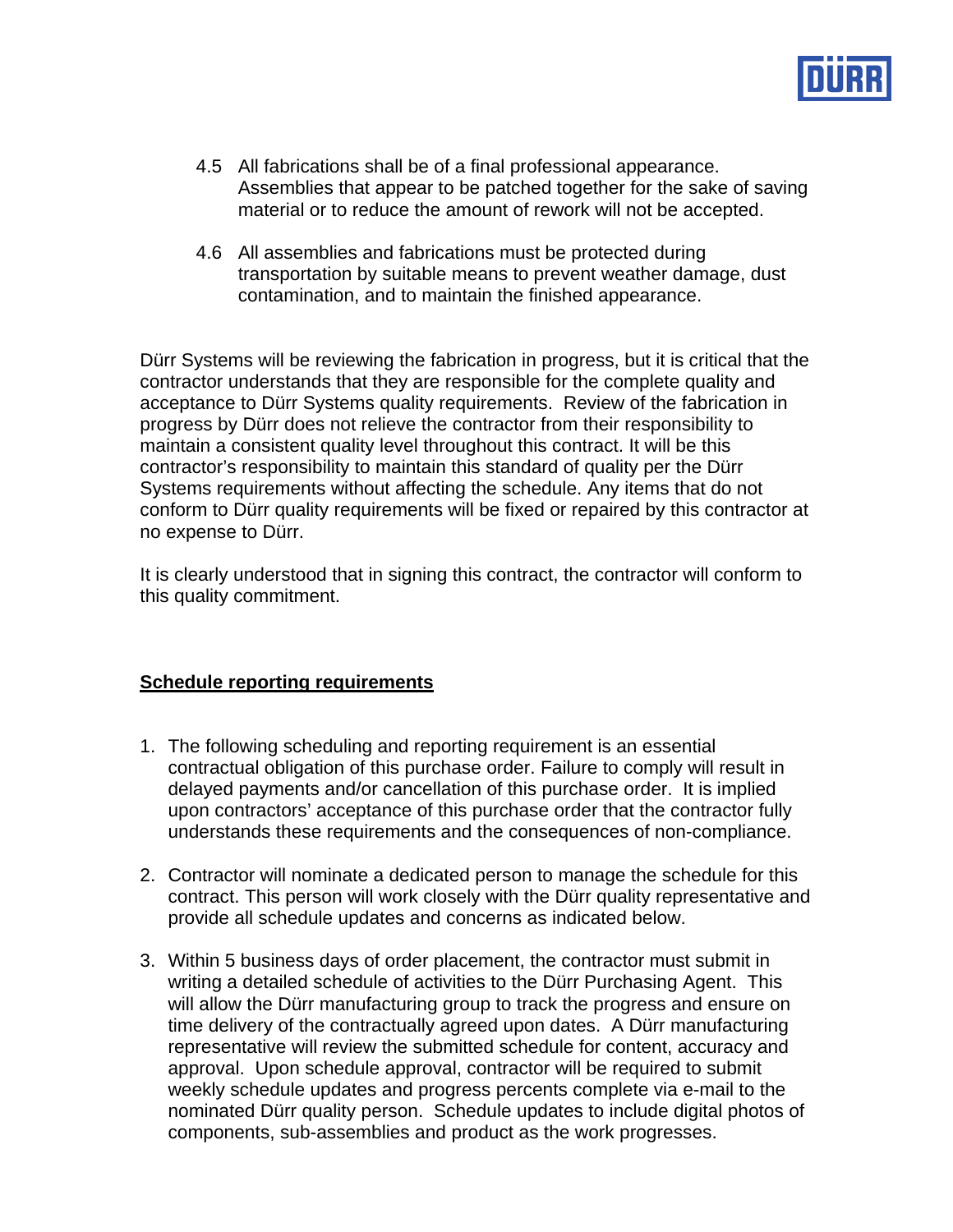4.5 All fabrications shall be of a final professional appearance. Assemblies that appear to be patched together for the sake of saving material or to reduce the amount of rework will not be accepted.

4.6 All assemblies and fabrications must be protected during transportation by suitable means to prevent weather damage, dust contamination, and to maintain the finished appearance.

Dürr Systems will be reviewing the fabrication in progress, but it is critical that the contractor understands that they are responsible for the complete quality and acceptance to Dürr Systems quality requirements. Review of the fabrication in progress by Dürr does not relieve the contractor from their responsibility to maintain a consistent quality level throughout this contract. It will be this contractor's responsibility to maintain this standard of quality per the Dürr Systems requirements without affecting the schedule. Any items that do not conform to Dürr quality requirements will be fixed or repaired by this contractor at no expense to Dürr.

It is clearly understood that in signing this contract, the contractor will conform to this quality commitment.

**Schedule reporting requirements**

1. The following scheduling and reporting requirement is an essential contractual obligation of this purchase order. Failure to comply will result in delayed payments and/or cancellation of this purchase order. It is implied upon contractors' acceptance of this purchase order that the contractor fully understands these requirements and the consequences of non-compliance.

2. Contractor will nominate a dedicated person to manage the schedule for this contract. This person will work closely with the Dürr quality representative and provide all schedule updates and concerns as indicated below.

3. Within 5 business days of order placement, the contractor must submit in writing a detailed schedule of activities to the Dürr Purchasing Agent. This will allow the Dürr manufacturing group to track the progress and ensure on time delivery of the contractually agreed upon dates. A Dürr manufacturing representative will review the submitted schedule for content, accuracy and approval. Upon schedule approval, contractor will be required to submit weekly schedule updates and progress percents complete via e-mail to the nominated Dürr quality person. Schedule updates to include digital photos of components, sub-assemblies and product as the work progresses.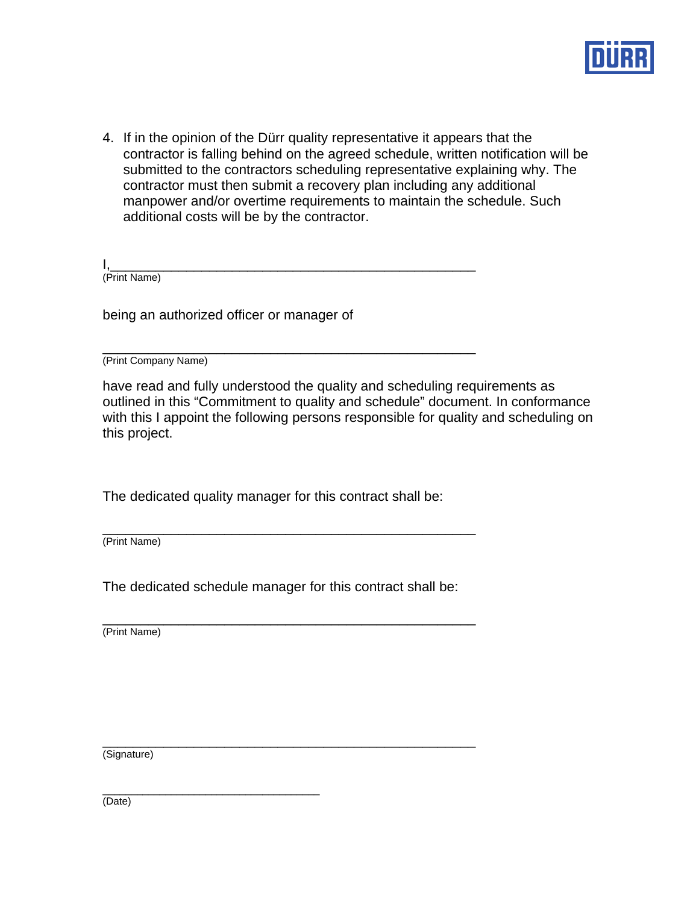4. If in the opinion of the Dürr quality representative it appears that the contractor is falling behind on the agreed schedule, written notification will be submitted to the contractors scheduling representative explaining why. The contractor must then submit a recovery plan including any additional manpower and/or overtime requirements to maintain the schedule. Such additional costs will be by the contractor.

I,_______________________________________________
(Print Name)

being an authorized officer or manager of

_______________________________________________
(Print Company Name)

have read and fully understood the quality and scheduling requirements as outlined in this "Commitment to quality and schedule" document. In conformance with this I appoint the following persons responsible for quality and scheduling on this project.

The dedicated quality manager for this contract shall be:

_______________________________________________
(Print Name)

The dedicated schedule manager for this contract shall be:

_______________________________________________
(Print Name)

_______________________________________________
(Signature)

_______________________________
(Date)